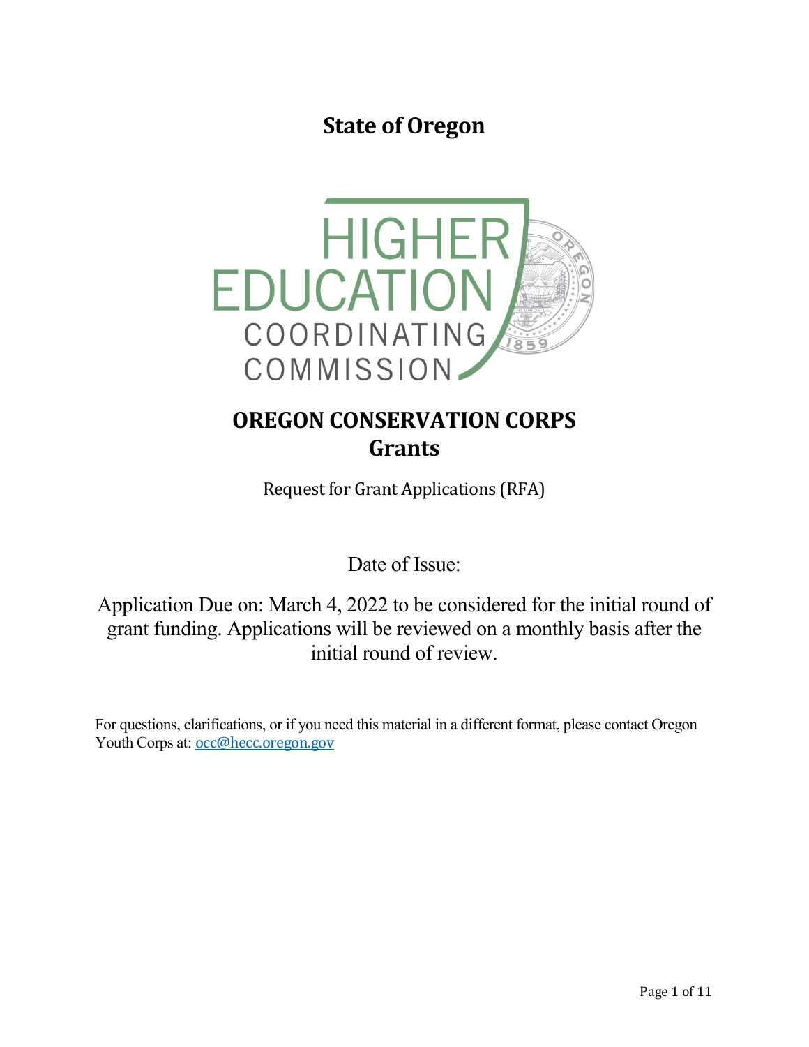# State of Oregon

HIGHER EDUCATION COORDINATING COMMISSION

# OREGON CONSERVATION CORPS Grants

Request for Grant Applications (RFA)

Date of Issue:

Application Due on: March 4, 2022 to be considered for the initial round of grant funding. Applications will be reviewed on a monthly basis after the initial round of review.

For questions, clarifications, or if you need this material in a different format, please contact Oregon Youth Corps at: occ@hecc.oregon.gov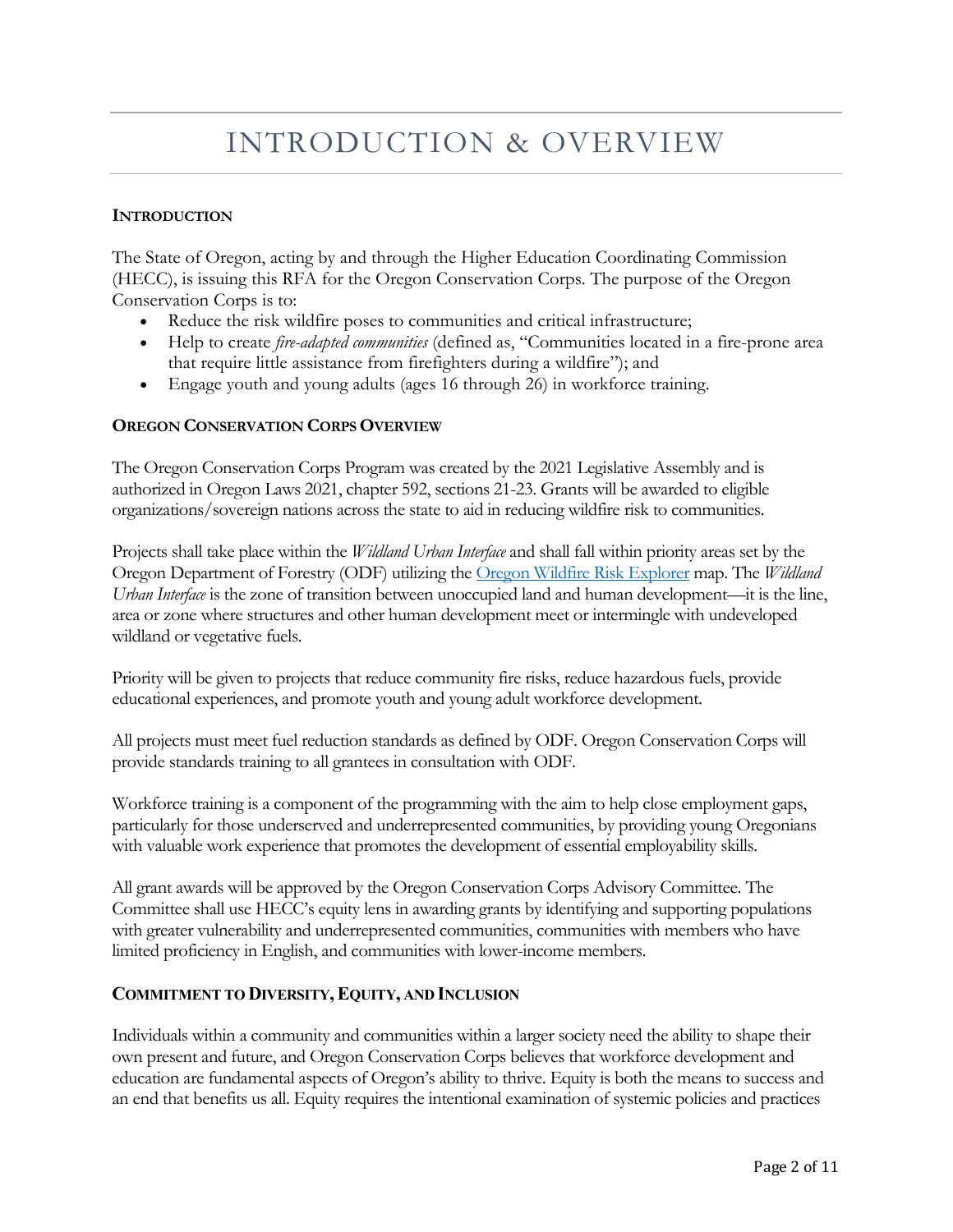# INTRODUCTION & OVERVIEW

### INTRODUCTION

The State of Oregon, acting by and through the Higher Education Coordinating Commission (HECC), is issuing this RFA for the Oregon Conservation Corps. The purpose of the Oregon Conservation Corps is to:

- Reduce the risk wildfire poses to communities and critical infrastructure;
- Help to create *fire-adapted communities* (defined as, "Communities located in a fire-prone area that require little assistance from firefighters during a wildfire"); and
- Engage youth and young adults (ages 16 through 26) in workforce training.

### OREGON CONSERVATION CORPS OVERVIEW

The Oregon Conservation Corps Program was created by the 2021 Legislative Assembly and is authorized in Oregon Laws 2021, chapter 592, sections 21-23. Grants will be awarded to eligible organizations/sovereign nations across the state to aid in reducing wildfire risk to communities.

Projects shall take place within the *Wildland Urban Interface* and shall fall within priority areas set by the Oregon Department of Forestry (ODF) utilizing the Oregon Wildfire Risk Explorer map. The *Wildland Urban Interface* is the zone of transition between unoccupied land and human development—it is the line, area or zone where structures and other human development meet or intermingle with undeveloped wildland or vegetative fuels.

Priority will be given to projects that reduce community fire risks, reduce hazardous fuels, provide educational experiences, and promote youth and young adult workforce development.

All projects must meet fuel reduction standards as defined by ODF. Oregon Conservation Corps will provide standards training to all grantees in consultation with ODF.

Workforce training is a component of the programming with the aim to help close employment gaps, particularly for those underserved and underrepresented communities, by providing young Oregonians with valuable work experience that promotes the development of essential employability skills.

All grant awards will be approved by the Oregon Conservation Corps Advisory Committee. The Committee shall use HECC's equity lens in awarding grants by identifying and supporting populations with greater vulnerability and underrepresented communities, communities with members who have limited proficiency in English, and communities with lower-income members.

### COMMITMENT TO DIVERSITY, EQUITY, AND INCLUSION

Individuals within a community and communities within a larger society need the ability to shape their own present and future, and Oregon Conservation Corps believes that workforce development and education are fundamental aspects of Oregon's ability to thrive. Equity is both the means to success and an end that benefits us all. Equity requires the intentional examination of systemic policies and practices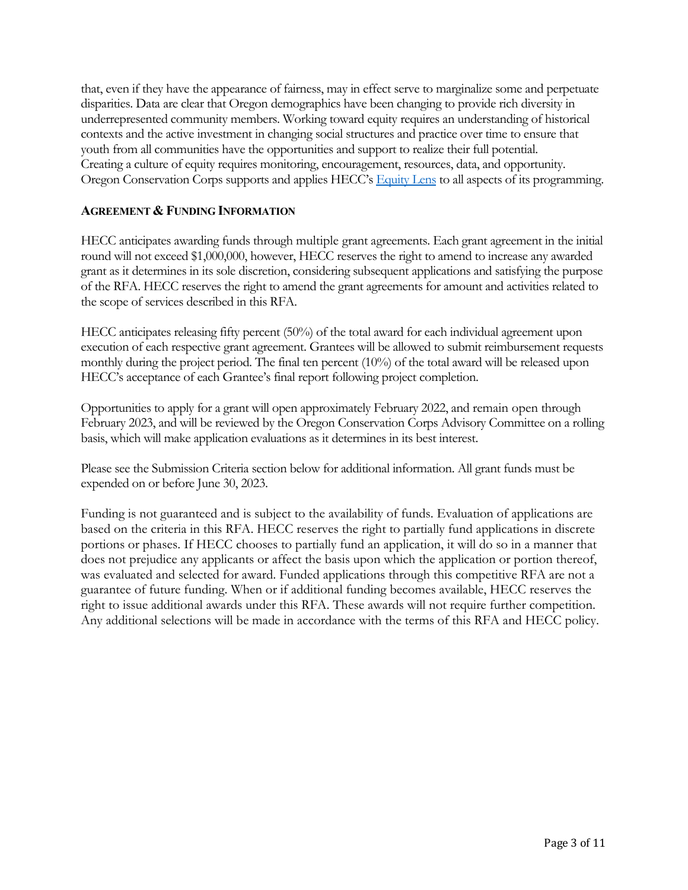that, even if they have the appearance of fairness, may in effect serve to marginalize some and perpetuate disparities. Data are clear that Oregon demographics have been changing to provide rich diversity in underrepresented community members. Working toward equity requires an understanding of historical contexts and the active investment in changing social structures and practice over time to ensure that youth from all communities have the opportunities and support to realize their full potential. Creating a culture of equity requires monitoring, encouragement, resources, data, and opportunity. Oregon Conservation Corps supports and applies HECC's Equity Lens to all aspects of its programming.

## AGREEMENT & FUNDING INFORMATION

HECC anticipates awarding funds through multiple grant agreements. Each grant agreement in the initial round will not exceed $1,000,000, however, HECC reserves the right to amend to increase any awarded grant as it determines in its sole discretion, considering subsequent applications and satisfying the purpose of the RFA. HECC reserves the right to amend the grant agreements for amount and activities related to the scope of services described in this RFA.

HECC anticipates releasing fifty percent (50%) of the total award for each individual agreement upon execution of each respective grant agreement. Grantees will be allowed to submit reimbursement requests monthly during the project period. The final ten percent (10%) of the total award will be released upon HECC's acceptance of each Grantee's final report following project completion.

Opportunities to apply for a grant will open approximately February 2022, and remain open through February 2023, and will be reviewed by the Oregon Conservation Corps Advisory Committee on a rolling basis, which will make application evaluations as it determines in its best interest.

Please see the Submission Criteria section below for additional information. All grant funds must be expended on or before June 30, 2023.

Funding is not guaranteed and is subject to the availability of funds. Evaluation of applications are based on the criteria in this RFA. HECC reserves the right to partially fund applications in discrete portions or phases. If HECC chooses to partially fund an application, it will do so in a manner that does not prejudice any applicants or affect the basis upon which the application or portion thereof, was evaluated and selected for award. Funded applications through this competitive RFA are not a guarantee of future funding. When or if additional funding becomes available, HECC reserves the right to issue additional awards under this RFA. These awards will not require further competition. Any additional selections will be made in accordance with the terms of this RFA and HECC policy.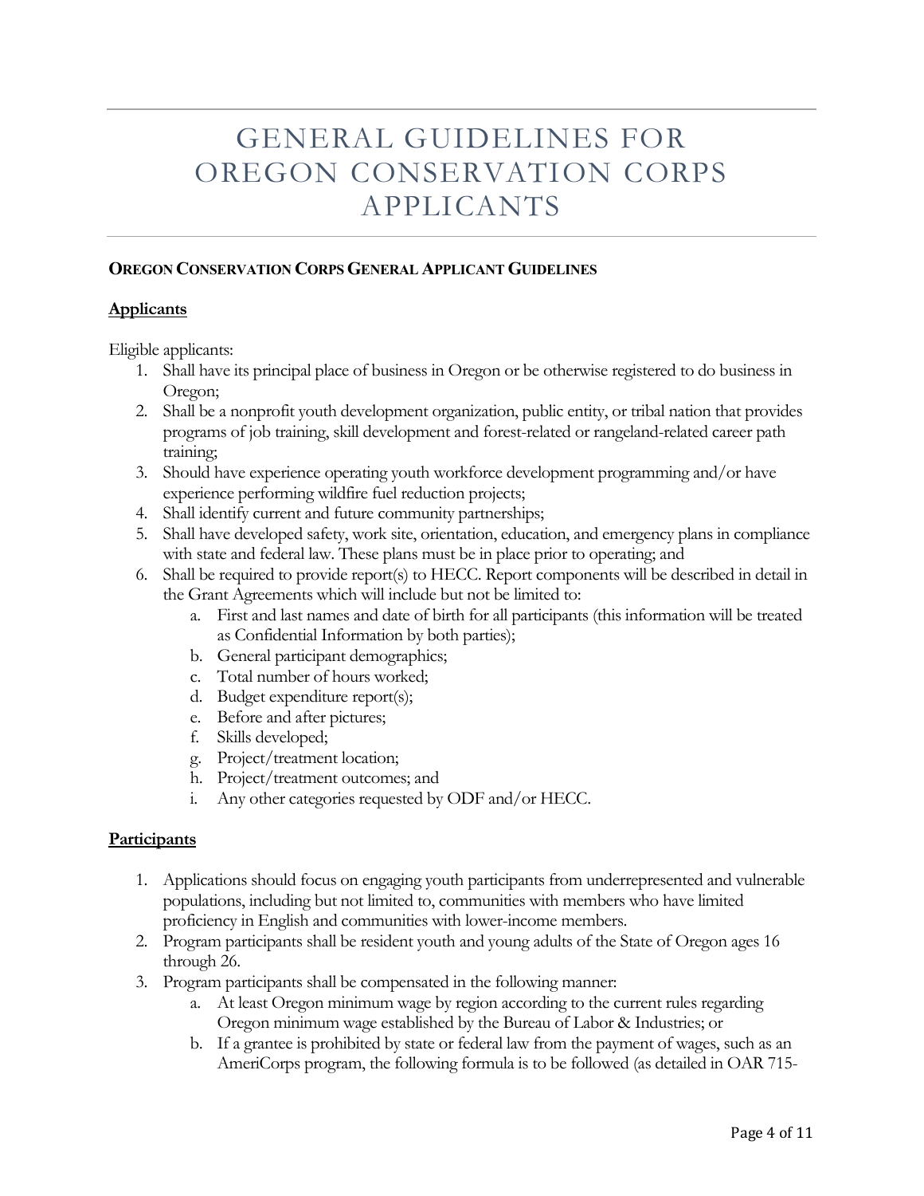# GENERAL GUIDELINES FOR OREGON CONSERVATION CORPS APPLICANTS

**OREGON CONSERVATION CORPS GENERAL APPLICANT GUIDELINES**

## Applicants

Eligible applicants:

1. Shall have its principal place of business in Oregon or be otherwise registered to do business in Oregon;
2. Shall be a nonprofit youth development organization, public entity, or tribal nation that provides programs of job training, skill development and forest-related or rangeland-related career path training;
3. Should have experience operating youth workforce development programming and/or have experience performing wildfire fuel reduction projects;
4. Shall identify current and future community partnerships;
5. Shall have developed safety, work site, orientation, education, and emergency plans in compliance with state and federal law. These plans must be in place prior to operating; and
6. Shall be required to provide report(s) to HECC. Report components will be described in detail in the Grant Agreements which will include but not be limited to:
   a. First and last names and date of birth for all participants (this information will be treated as Confidential Information by both parties);
   b. General participant demographics;
   c. Total number of hours worked;
   d. Budget expenditure report(s);
   e. Before and after pictures;
   f. Skills developed;
   g. Project/treatment location;
   h. Project/treatment outcomes; and
   i. Any other categories requested by ODF and/or HECC.

## Participants

1. Applications should focus on engaging youth participants from underrepresented and vulnerable populations, including but not limited to, communities with members who have limited proficiency in English and communities with lower-income members.
2. Program participants shall be resident youth and young adults of the State of Oregon ages 16 through 26.
3. Program participants shall be compensated in the following manner:
   a. At least Oregon minimum wage by region according to the current rules regarding Oregon minimum wage established by the Bureau of Labor & Industries; or
   b. If a grantee is prohibited by state or federal law from the payment of wages, such as an AmeriCorps program, the following formula is to be followed (as detailed in OAR 715-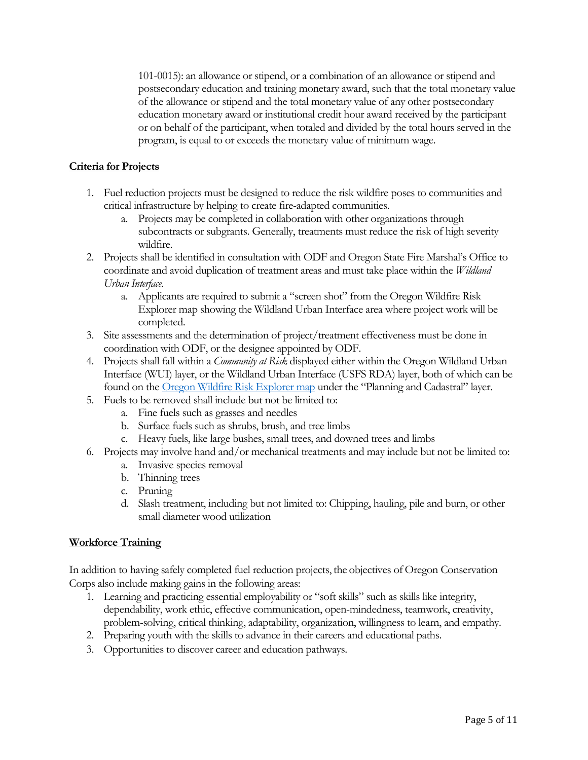101-0015): an allowance or stipend, or a combination of an allowance or stipend and postsecondary education and training monetary award, such that the total monetary value of the allowance or stipend and the total monetary value of any other postsecondary education monetary award or institutional credit hour award received by the participant or on behalf of the participant, when totaled and divided by the total hours served in the program, is equal to or exceeds the monetary value of minimum wage.

**Criteria for Projects**

1. Fuel reduction projects must be designed to reduce the risk wildfire poses to communities and critical infrastructure by helping to create fire-adapted communities.
   a. Projects may be completed in collaboration with other organizations through subcontracts or subgrants. Generally, treatments must reduce the risk of high severity wildfire.
2. Projects shall be identified in consultation with ODF and Oregon State Fire Marshal's Office to coordinate and avoid duplication of treatment areas and must take place within the *Wildland Urban Interface.*
   a. Applicants are required to submit a "screen shot" from the Oregon Wildfire Risk Explorer map showing the Wildland Urban Interface area where project work will be completed.
3. Site assessments and the determination of project/treatment effectiveness must be done in coordination with ODF, or the designee appointed by ODF.
4. Projects shall fall within a *Community at Risk* displayed either within the Oregon Wildland Urban Interface (WUI) layer, or the Wildland Urban Interface (USFS RDA) layer, both of which can be found on the Oregon Wildfire Risk Explorer map under the "Planning and Cadastral" layer.
5. Fuels to be removed shall include but not be limited to:
   a. Fine fuels such as grasses and needles
   b. Surface fuels such as shrubs, brush, and tree limbs
   c. Heavy fuels, like large bushes, small trees, and downed trees and limbs
6. Projects may involve hand and/or mechanical treatments and may include but not be limited to:
   a. Invasive species removal
   b. Thinning trees
   c. Pruning
   d. Slash treatment, including but not limited to: Chipping, hauling, pile and burn, or other small diameter wood utilization

**Workforce Training**

In addition to having safely completed fuel reduction projects, the objectives of Oregon Conservation Corps also include making gains in the following areas:

1. Learning and practicing essential employability or "soft skills" such as skills like integrity, dependability, work ethic, effective communication, open-mindedness, teamwork, creativity, problem-solving, critical thinking, adaptability, organization, willingness to learn, and empathy.
2. Preparing youth with the skills to advance in their careers and educational paths.
3. Opportunities to discover career and education pathways.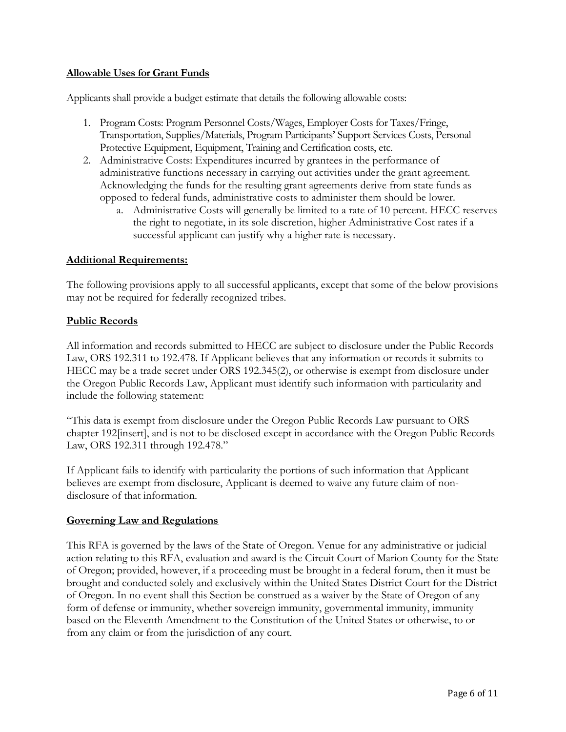**Allowable Uses for Grant Funds**

Applicants shall provide a budget estimate that details the following allowable costs:

1. Program Costs: Program Personnel Costs/Wages, Employer Costs for Taxes/Fringe, Transportation, Supplies/Materials, Program Participants' Support Services Costs, Personal Protective Equipment, Equipment, Training and Certification costs, etc.
2. Administrative Costs: Expenditures incurred by grantees in the performance of administrative functions necessary in carrying out activities under the grant agreement. Acknowledging the funds for the resulting grant agreements derive from state funds as opposed to federal funds, administrative costs to administer them should be lower.
    a. Administrative Costs will generally be limited to a rate of 10 percent. HECC reserves the right to negotiate, in its sole discretion, higher Administrative Cost rates if a successful applicant can justify why a higher rate is necessary.

**Additional Requirements:**

The following provisions apply to all successful applicants, except that some of the below provisions may not be required for federally recognized tribes.

**Public Records**

All information and records submitted to HECC are subject to disclosure under the Public Records Law, ORS 192.311 to 192.478. If Applicant believes that any information or records it submits to HECC may be a trade secret under ORS 192.345(2), or otherwise is exempt from disclosure under the Oregon Public Records Law, Applicant must identify such information with particularity and include the following statement:

"This data is exempt from disclosure under the Oregon Public Records Law pursuant to ORS chapter 192[insert], and is not to be disclosed except in accordance with the Oregon Public Records Law, ORS 192.311 through 192.478."

If Applicant fails to identify with particularity the portions of such information that Applicant believes are exempt from disclosure, Applicant is deemed to waive any future claim of non-disclosure of that information.

**Governing Law and Regulations**

This RFA is governed by the laws of the State of Oregon. Venue for any administrative or judicial action relating to this RFA, evaluation and award is the Circuit Court of Marion County for the State of Oregon; provided, however, if a proceeding must be brought in a federal forum, then it must be brought and conducted solely and exclusively within the United States District Court for the District of Oregon. In no event shall this Section be construed as a waiver by the State of Oregon of any form of defense or immunity, whether sovereign immunity, governmental immunity, immunity based on the Eleventh Amendment to the Constitution of the United States or otherwise, to or from any claim or from the jurisdiction of any court.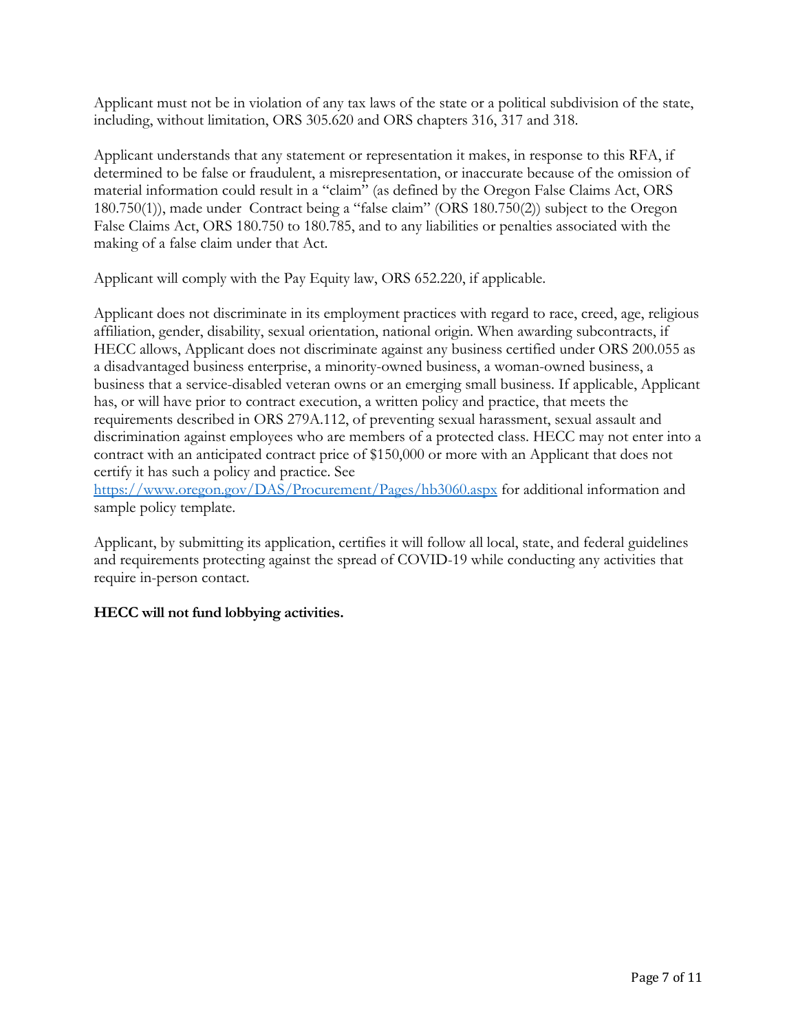Applicant must not be in violation of any tax laws of the state or a political subdivision of the state, including, without limitation, ORS 305.620 and ORS chapters 316, 317 and 318.

Applicant understands that any statement or representation it makes, in response to this RFA, if determined to be false or fraudulent, a misrepresentation, or inaccurate because of the omission of material information could result in a "claim" (as defined by the Oregon False Claims Act, ORS 180.750(1)), made under Contract being a "false claim" (ORS 180.750(2)) subject to the Oregon False Claims Act, ORS 180.750 to 180.785, and to any liabilities or penalties associated with the making of a false claim under that Act.

Applicant will comply with the Pay Equity law, ORS 652.220, if applicable.

Applicant does not discriminate in its employment practices with regard to race, creed, age, religious affiliation, gender, disability, sexual orientation, national origin. When awarding subcontracts, if HECC allows, Applicant does not discriminate against any business certified under ORS 200.055 as a disadvantaged business enterprise, a minority-owned business, a woman-owned business, a business that a service-disabled veteran owns or an emerging small business. If applicable, Applicant has, or will have prior to contract execution, a written policy and practice, that meets the requirements described in ORS 279A.112, of preventing sexual harassment, sexual assault and discrimination against employees who are members of a protected class. HECC may not enter into a contract with an anticipated contract price of $150,000 or more with an Applicant that does not certify it has such a policy and practice. See [https://www.oregon.gov/DAS/Procurement/Pages/hb3060.aspx](https://www.oregon.gov/DAS/Procurement/Pages/hb3060.aspx) for additional information and sample policy template.

Applicant, by submitting its application, certifies it will follow all local, state, and federal guidelines and requirements protecting against the spread of COVID-19 while conducting any activities that require in-person contact.

**HECC will not fund lobbying activities.**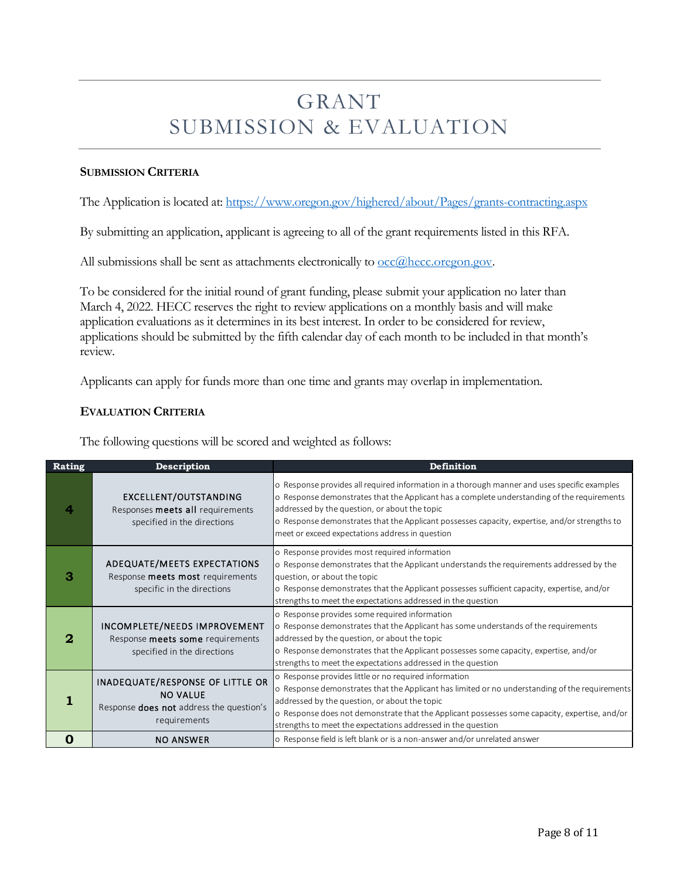# GRANT SUBMISSION & EVALUATION

**SUBMISSION CRITERIA**

The Application is located at: https://www.oregon.gov/highered/about/Pages/grants-contracting.aspx

By submitting an application, applicant is agreeing to all of the grant requirements listed in this RFA.

All submissions shall be sent as attachments electronically to occ@hecc.oregon.gov.

To be considered for the initial round of grant funding, please submit your application no later than March 4, 2022. HECC reserves the right to review applications on a monthly basis and will make application evaluations as it determines in its best interest. In order to be considered for review, applications should be submitted by the fifth calendar day of each month to be included in that month's review.

Applicants can apply for funds more than one time and grants may overlap in implementation.

**EVALUATION CRITERIA**

The following questions will be scored and weighted as follows:

| Rating | Description | Definition |
|---|---|---|
| **4** | EXCELLENT/OUTSTANDING<br>Responses **meets all** requirements specified in the directions | o Response provides all required information in a thorough manner and uses specific examples<br>o Response demonstrates that the Applicant has a complete understanding of the requirements addressed by the question, or about the topic<br>o Response demonstrates that the Applicant possesses capacity, expertise, and/or strengths to meet or exceed expectations address in question |
| **3** | ADEQUATE/MEETS EXPECTATIONS<br>Response **meets most** requirements specific in the directions | o Response provides most required information<br>o Response demonstrates that the Applicant understands the requirements addressed by the question, or about the topic<br>o Response demonstrates that the Applicant possesses sufficient capacity, expertise, and/or strengths to meet the expectations addressed in the question |
| **2** | INCOMPLETE/NEEDS IMPROVEMENT<br>Response **meets some** requirements specified in the directions | o Response provides some required information<br>o Response demonstrates that the Applicant has some understands of the requirements addressed by the question, or about the topic<br>o Response demonstrates that the Applicant possesses some capacity, expertise, and/or strengths to meet the expectations addressed in the question |
| **1** | INADEQUATE/RESPONSE OF LITTLE OR NO VALUE<br>Response **does not** address the question's requirements | o Response provides little or no required information<br>o Response demonstrates that the Applicant has limited or no understanding of the requirements addressed by the question, or about the topic<br>o Response does not demonstrate that the Applicant possesses some capacity, expertise, and/or strengths to meet the expectations addressed in the question |
| **0** | NO ANSWER | o Response field is left blank or is a non-answer and/or unrelated answer |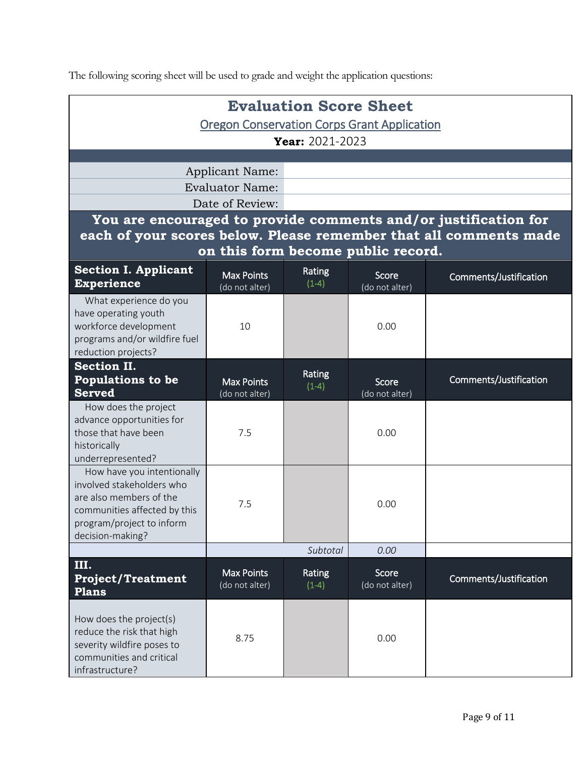The following scoring sheet will be used to grade and weight the application questions:

## Evaluation Score Sheet

Oregon Conservation Corps Grant Application

**Year:** 2021-2023

| | |
|---|---|
| Applicant Name: | |
| Evaluator Name: | |
| Date of Review: | |

**You are encouraged to provide comments and/or justification for each of your scores below. Please remember that all comments made on this form become public record.**

| **Section I. Applicant Experience** | Max Points (do not alter) | Rating (1-4) | Score (do not alter) | Comments/Justification |
|---|---|---|---|---|
| What experience do you have operating youth workforce development programs and/or wildfire fuel reduction projects? | 10 | | 0.00 | |
| **Section II. Populations to be Served** | Max Points (do not alter) | Rating (1-4) | Score (do not alter) | Comments/Justification |
| How does the project advance opportunities for those that have been historically underrepresented? | 7.5 | | 0.00 | |
| How have you intentionally involved stakeholders who are also members of the communities affected by this program/project to inform decision-making? | 7.5 | | 0.00 | |
| | | *Subtotal* | *0.00* | |
| **III. Project/Treatment Plans** | Max Points (do not alter) | Rating (1-4) | Score (do not alter) | Comments/Justification |
| How does the project(s) reduce the risk that high severity wildfire poses to communities and critical infrastructure? | 8.75 | | 0.00 | |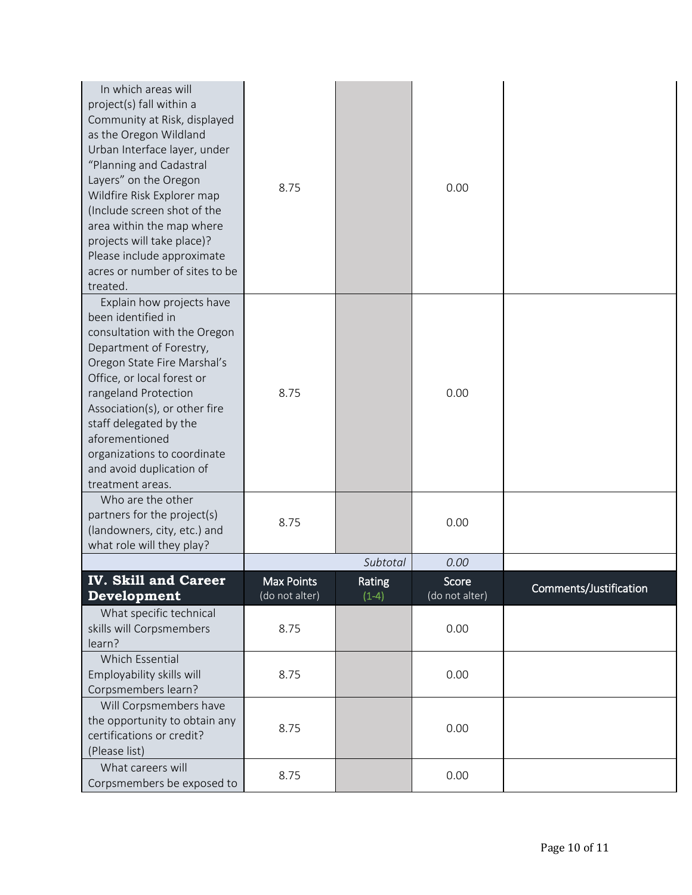| | | | | |
|---|---|---|---|---|
| In which areas will project(s) fall within a Community at Risk, displayed as the Oregon Wildland Urban Interface layer, under "Planning and Cadastral Layers" on the Oregon Wildfire Risk Explorer map (Include screen shot of the area within the map where projects will take place)? Please include approximate acres or number of sites to be treated. | 8.75 | | 0.00 | |
| Explain how projects have been identified in consultation with the Oregon Department of Forestry, Oregon State Fire Marshal's Office, or local forest or rangeland Protection Association(s), or other fire staff delegated by the aforementioned organizations to coordinate and avoid duplication of treatment areas. | 8.75 | | 0.00 | |
| Who are the other partners for the project(s) (landowners, city, etc.) and what role will they play? | 8.75 | | 0.00 | |
| | | *Subtotal* | *0.00* | |

| **IV. Skill and Career Development** | Max Points (do not alter) | Rating (1-4) | Score (do not alter) | Comments/Justification |
|---|---|---|---|---|
| What specific technical skills will Corpsmembers learn? | 8.75 | | 0.00 | |
| Which Essential Employability skills will Corpsmembers learn? | 8.75 | | 0.00 | |
| Will Corpsmembers have the opportunity to obtain any certifications or credit? (Please list) | 8.75 | | 0.00 | |
| What careers will Corpsmembers be exposed to | 8.75 | | 0.00 | |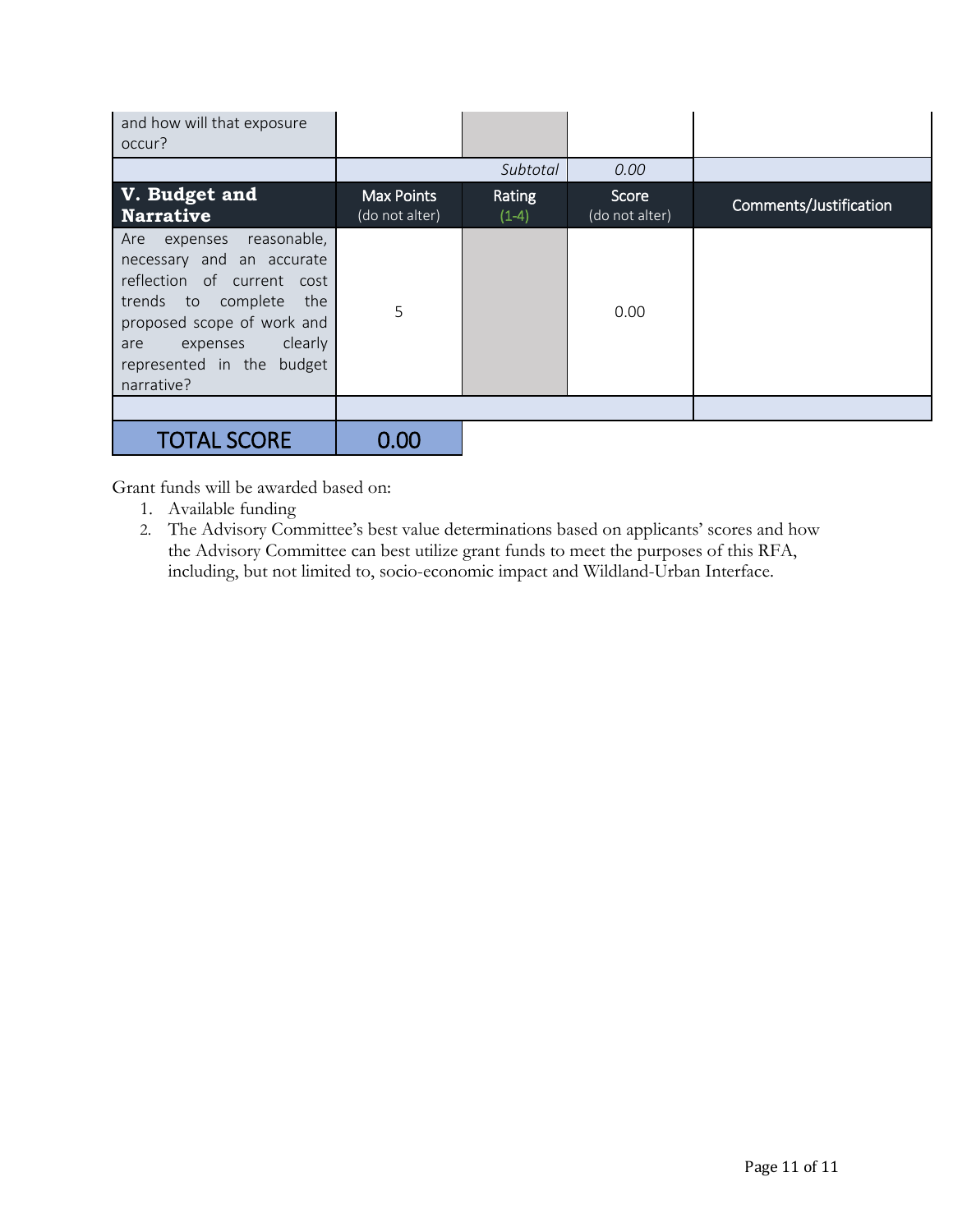| | | | | |
|---|---|---|---|---|
| and how will that exposure occur? | | | | |
| | | *Subtotal* | *0.00* | |
| **V. Budget and Narrative** | Max Points (do not alter) | Rating (1-4) | Score (do not alter) | Comments/Justification |
| Are expenses reasonable, necessary and an accurate reflection of current cost trends to complete the proposed scope of work and are expenses clearly represented in the budget narrative? | 5 | | 0.00 | |
| | | | | |
| **TOTAL SCORE** | **0.00** | | | |

Grant funds will be awarded based on:

1. Available funding
2. The Advisory Committee's best value determinations based on applicants' scores and how the Advisory Committee can best utilize grant funds to meet the purposes of this RFA, including, but not limited to, socio-economic impact and Wildland-Urban Interface.